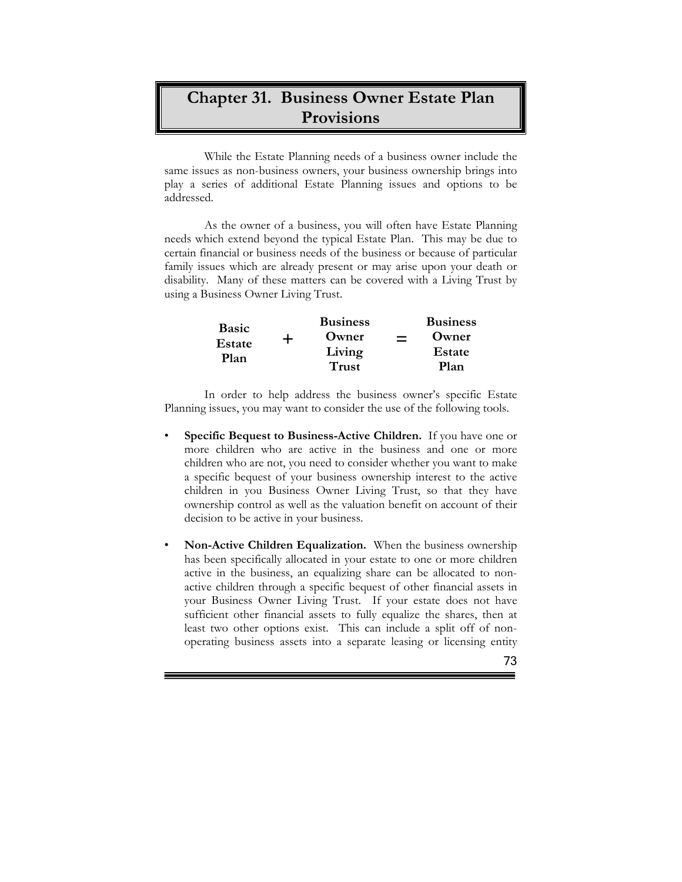# Chapter 31. Business Owner Estate Plan Provisions

While the Estate Planning needs of a business owner include the same issues as non-business owners, your business ownership brings into play a series of additional Estate Planning issues and options to be addressed.

As the owner of a business, you will often have Estate Planning needs which extend beyond the typical Estate Plan. This may be due to certain financial or business needs of the business or because of particular family issues which are already present or may arise upon your death or disability. Many of these matters can be covered with a Living Trust by using a Business Owner Living Trust.

| **Basic Estate Plan** | **+** | **Business Owner Living Trust** | **=** | **Business Owner Estate Plan** |
|---|---|---|---|---|

In order to help address the business owner's specific Estate Planning issues, you may want to consider the use of the following tools.

- **Specific Bequest to Business-Active Children.** If you have one or more children who are active in the business and one or more children who are not, you need to consider whether you want to make a specific bequest of your business ownership interest to the active children in you Business Owner Living Trust, so that they have ownership control as well as the valuation benefit on account of their decision to be active in your business.
- **Non-Active Children Equalization.** When the business ownership has been specifically allocated in your estate to one or more children active in the business, an equalizing share can be allocated to non-active children through a specific bequest of other financial assets in your Business Owner Living Trust. If your estate does not have sufficient other financial assets to fully equalize the shares, then at least two other options exist. This can include a split off of non-operating business assets into a separate leasing or licensing entity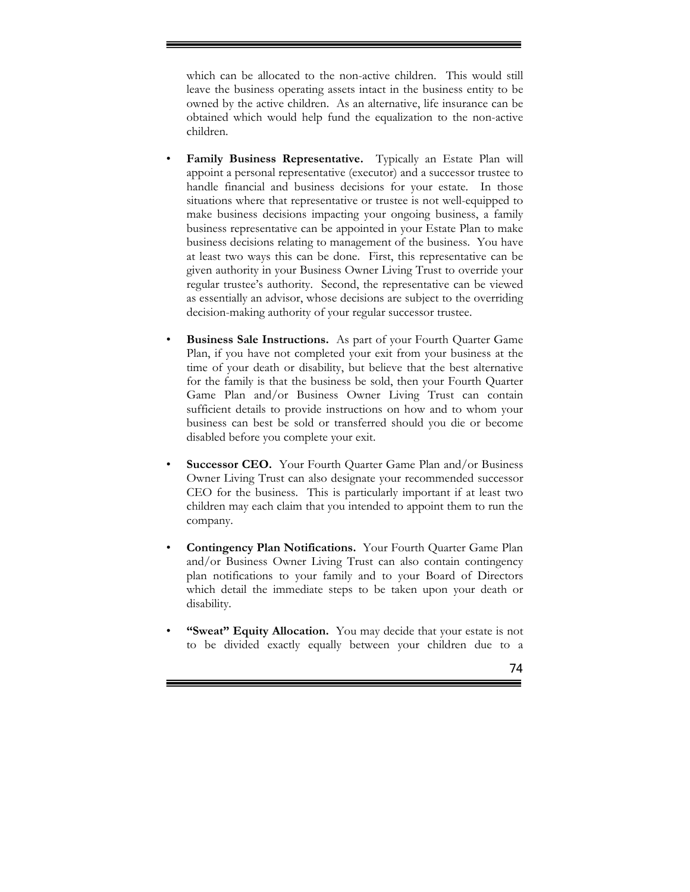which can be allocated to the non-active children. This would still leave the business operating assets intact in the business entity to be owned by the active children. As an alternative, life insurance can be obtained which would help fund the equalization to the non-active children.

- **Family Business Representative.** Typically an Estate Plan will appoint a personal representative (executor) and a successor trustee to handle financial and business decisions for your estate. In those situations where that representative or trustee is not well-equipped to make business decisions impacting your ongoing business, a family business representative can be appointed in your Estate Plan to make business decisions relating to management of the business. You have at least two ways this can be done. First, this representative can be given authority in your Business Owner Living Trust to override your regular trustee's authority. Second, the representative can be viewed as essentially an advisor, whose decisions are subject to the overriding decision-making authority of your regular successor trustee.

- **Business Sale Instructions.** As part of your Fourth Quarter Game Plan, if you have not completed your exit from your business at the time of your death or disability, but believe that the best alternative for the family is that the business be sold, then your Fourth Quarter Game Plan and/or Business Owner Living Trust can contain sufficient details to provide instructions on how and to whom your business can best be sold or transferred should you die or become disabled before you complete your exit.

- **Successor CEO.** Your Fourth Quarter Game Plan and/or Business Owner Living Trust can also designate your recommended successor CEO for the business. This is particularly important if at least two children may each claim that you intended to appoint them to run the company.

- **Contingency Plan Notifications.** Your Fourth Quarter Game Plan and/or Business Owner Living Trust can also contain contingency plan notifications to your family and to your Board of Directors which detail the immediate steps to be taken upon your death or disability.

- **"Sweat" Equity Allocation.** You may decide that your estate is not to be divided exactly equally between your children due to a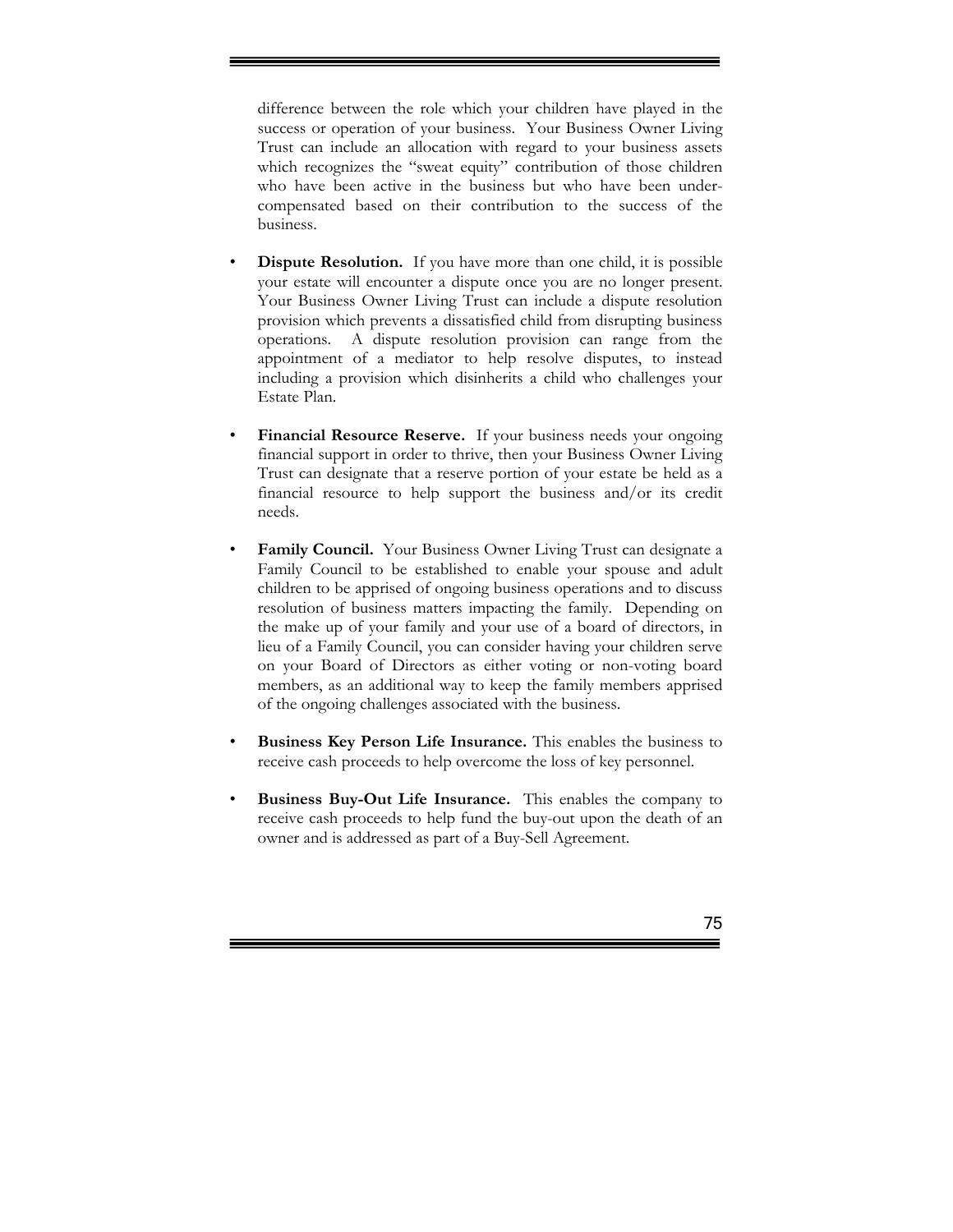difference between the role which your children have played in the success or operation of your business. Your Business Owner Living Trust can include an allocation with regard to your business assets which recognizes the "sweat equity" contribution of those children who have been active in the business but who have been under-compensated based on their contribution to the success of the business.

- **Dispute Resolution.** If you have more than one child, it is possible your estate will encounter a dispute once you are no longer present. Your Business Owner Living Trust can include a dispute resolution provision which prevents a dissatisfied child from disrupting business operations. A dispute resolution provision can range from the appointment of a mediator to help resolve disputes, to instead including a provision which disinherits a child who challenges your Estate Plan.

- **Financial Resource Reserve.** If your business needs your ongoing financial support in order to thrive, then your Business Owner Living Trust can designate that a reserve portion of your estate be held as a financial resource to help support the business and/or its credit needs.

- **Family Council.** Your Business Owner Living Trust can designate a Family Council to be established to enable your spouse and adult children to be apprised of ongoing business operations and to discuss resolution of business matters impacting the family. Depending on the make up of your family and your use of a board of directors, in lieu of a Family Council, you can consider having your children serve on your Board of Directors as either voting or non-voting board members, as an additional way to keep the family members apprised of the ongoing challenges associated with the business.

- **Business Key Person Life Insurance.** This enables the business to receive cash proceeds to help overcome the loss of key personnel.

- **Business Buy-Out Life Insurance.** This enables the company to receive cash proceeds to help fund the buy-out upon the death of an owner and is addressed as part of a Buy-Sell Agreement.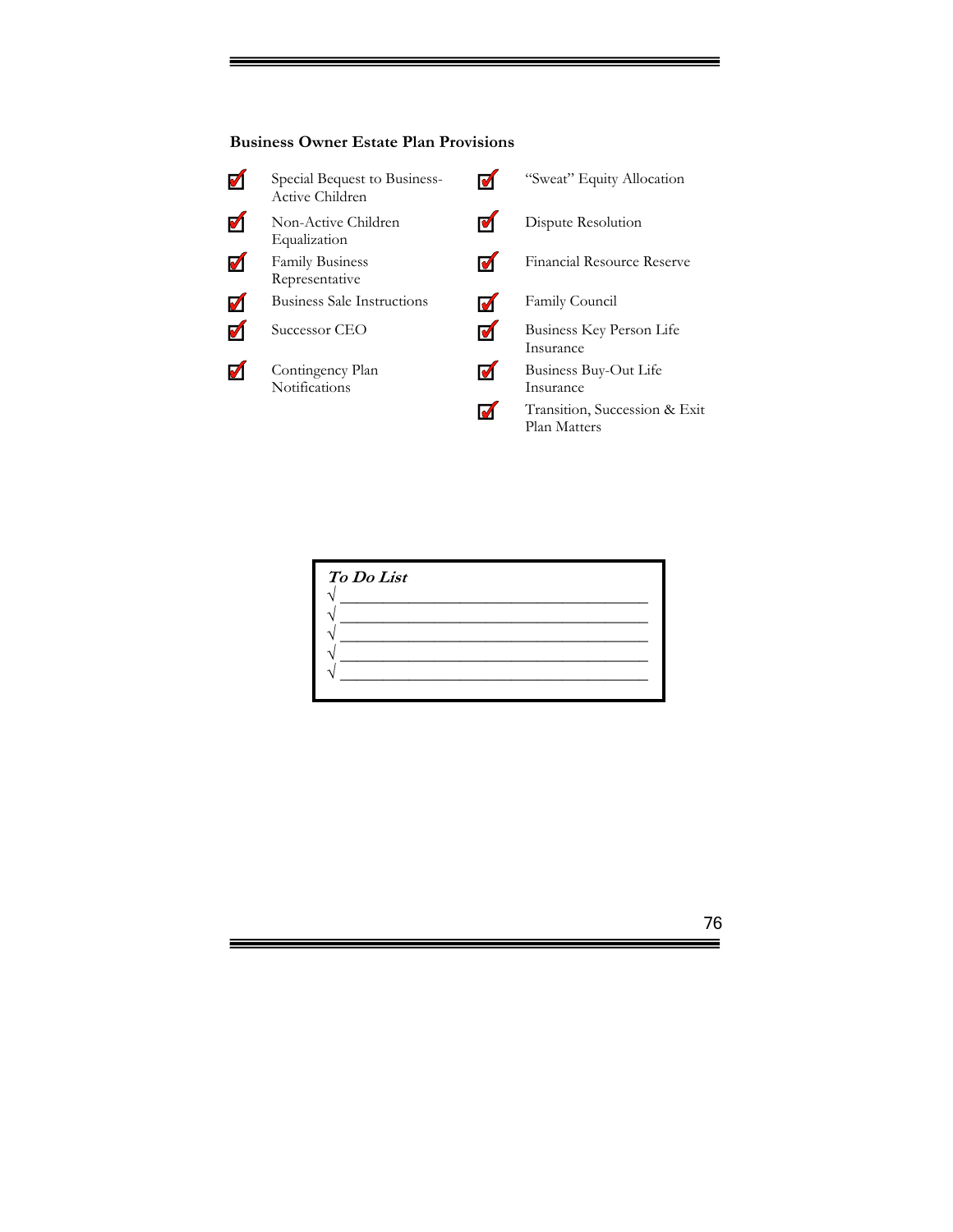**Business Owner Estate Plan Provisions**

- ☑ Special Bequest to Business-Active Children
- ☑ Non-Active Children Equalization
- ☑ Family Business Representative
- ☑ Business Sale Instructions
- ☑ Successor CEO
- ☑ Contingency Plan Notifications
- ☑ "Sweat" Equity Allocation
- ☑ Dispute Resolution
- ☑ Financial Resource Reserve
- ☑ Family Council
- ☑ Business Key Person Life Insurance
- ☑ Business Buy-Out Life Insurance
- ☑ Transition, Succession & Exit Plan Matters

***To Do List***

√ ______________________________________

√ ______________________________________

√ ______________________________________

√ ______________________________________

√ ______________________________________